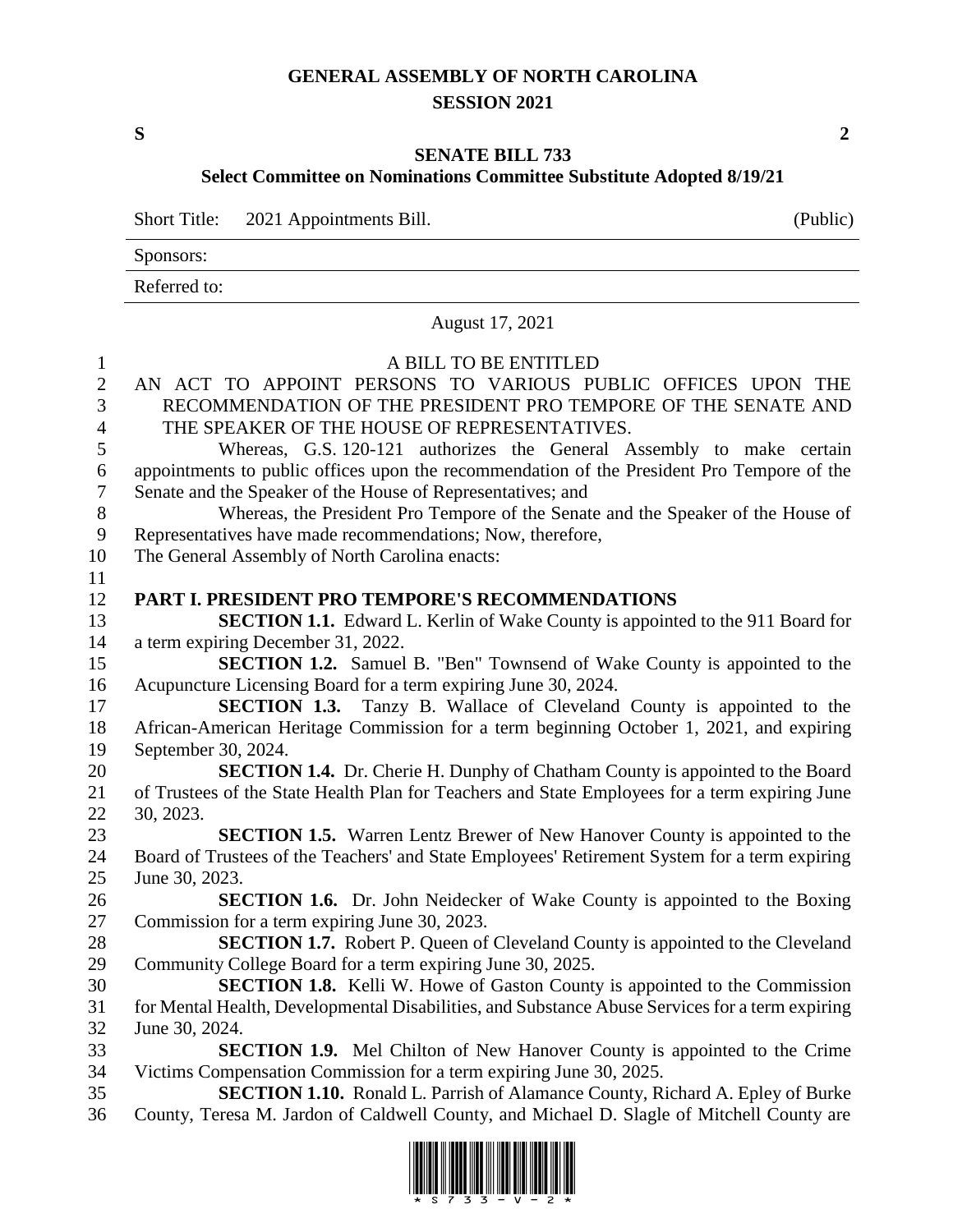# GENERAL ASSEMBLY OF NORTH CAROLINA
## SESSION 2021

**S** **2**

## SENATE BILL 733
### Select Committee on Nominations Committee Substitute Adopted 8/19/21

Short Title: 2021 Appointments Bill. (Public)

Sponsors:

Referred to:

August 17, 2021

A BILL TO BE ENTITLED

AN ACT TO APPOINT PERSONS TO VARIOUS PUBLIC OFFICES UPON THE RECOMMENDATION OF THE PRESIDENT PRO TEMPORE OF THE SENATE AND THE SPEAKER OF THE HOUSE OF REPRESENTATIVES.

Whereas, G.S. 120-121 authorizes the General Assembly to make certain appointments to public offices upon the recommendation of the President Pro Tempore of the Senate and the Speaker of the House of Representatives; and

Whereas, the President Pro Tempore of the Senate and the Speaker of the House of Representatives have made recommendations; Now, therefore,

The General Assembly of North Carolina enacts:

**PART I. PRESIDENT PRO TEMPORE'S RECOMMENDATIONS**

**SECTION 1.1.** Edward L. Kerlin of Wake County is appointed to the 911 Board for a term expiring December 31, 2022.

**SECTION 1.2.** Samuel B. "Ben" Townsend of Wake County is appointed to the Acupuncture Licensing Board for a term expiring June 30, 2024.

**SECTION 1.3.** Tanzy B. Wallace of Cleveland County is appointed to the African-American Heritage Commission for a term beginning October 1, 2021, and expiring September 30, 2024.

**SECTION 1.4.** Dr. Cherie H. Dunphy of Chatham County is appointed to the Board of Trustees of the State Health Plan for Teachers and State Employees for a term expiring June 30, 2023.

**SECTION 1.5.** Warren Lentz Brewer of New Hanover County is appointed to the Board of Trustees of the Teachers' and State Employees' Retirement System for a term expiring June 30, 2023.

**SECTION 1.6.** Dr. John Neidecker of Wake County is appointed to the Boxing Commission for a term expiring June 30, 2023.

**SECTION 1.7.** Robert P. Queen of Cleveland County is appointed to the Cleveland Community College Board for a term expiring June 30, 2025.

**SECTION 1.8.** Kelli W. Howe of Gaston County is appointed to the Commission for Mental Health, Developmental Disabilities, and Substance Abuse Services for a term expiring June 30, 2024.

**SECTION 1.9.** Mel Chilton of New Hanover County is appointed to the Crime Victims Compensation Commission for a term expiring June 30, 2025.

**SECTION 1.10.** Ronald L. Parrish of Alamance County, Richard A. Epley of Burke County, Teresa M. Jardon of Caldwell County, and Michael D. Slagle of Mitchell County are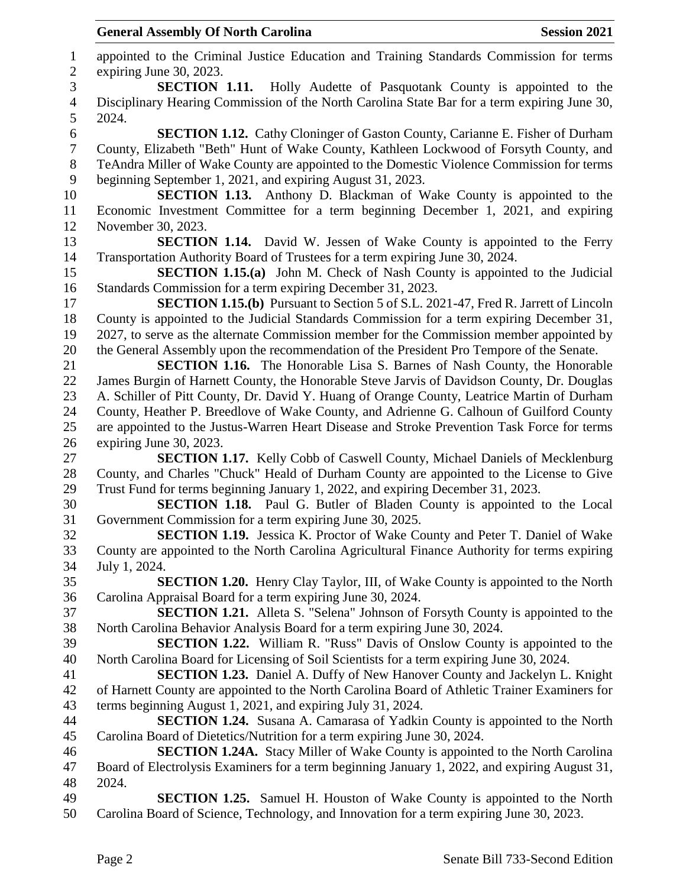appointed to the Criminal Justice Education and Training Standards Commission for terms expiring June 30, 2023.

**SECTION 1.11.** Holly Audette of Pasquotank County is appointed to the Disciplinary Hearing Commission of the North Carolina State Bar for a term expiring June 30, 2024.

**SECTION 1.12.** Cathy Cloninger of Gaston County, Carianne E. Fisher of Durham County, Elizabeth "Beth" Hunt of Wake County, Kathleen Lockwood of Forsyth County, and TeAndra Miller of Wake County are appointed to the Domestic Violence Commission for terms beginning September 1, 2021, and expiring August 31, 2023.

**SECTION 1.13.** Anthony D. Blackman of Wake County is appointed to the Economic Investment Committee for a term beginning December 1, 2021, and expiring November 30, 2023.

**SECTION 1.14.** David W. Jessen of Wake County is appointed to the Ferry Transportation Authority Board of Trustees for a term expiring June 30, 2024.

**SECTION 1.15.(a)** John M. Check of Nash County is appointed to the Judicial Standards Commission for a term expiring December 31, 2023.

**SECTION 1.15.(b)** Pursuant to Section 5 of S.L. 2021-47, Fred R. Jarrett of Lincoln County is appointed to the Judicial Standards Commission for a term expiring December 31, 2027, to serve as the alternate Commission member for the Commission member appointed by the General Assembly upon the recommendation of the President Pro Tempore of the Senate.

**SECTION 1.16.** The Honorable Lisa S. Barnes of Nash County, the Honorable James Burgin of Harnett County, the Honorable Steve Jarvis of Davidson County, Dr. Douglas A. Schiller of Pitt County, Dr. David Y. Huang of Orange County, Leatrice Martin of Durham County, Heather P. Breedlove of Wake County, and Adrienne G. Calhoun of Guilford County are appointed to the Justus-Warren Heart Disease and Stroke Prevention Task Force for terms expiring June 30, 2023.

**SECTION 1.17.** Kelly Cobb of Caswell County, Michael Daniels of Mecklenburg County, and Charles "Chuck" Heald of Durham County are appointed to the License to Give Trust Fund for terms beginning January 1, 2022, and expiring December 31, 2023.

**SECTION 1.18.** Paul G. Butler of Bladen County is appointed to the Local Government Commission for a term expiring June 30, 2025.

**SECTION 1.19.** Jessica K. Proctor of Wake County and Peter T. Daniel of Wake County are appointed to the North Carolina Agricultural Finance Authority for terms expiring July 1, 2024.

**SECTION 1.20.** Henry Clay Taylor, III, of Wake County is appointed to the North Carolina Appraisal Board for a term expiring June 30, 2024.

**SECTION 1.21.** Alleta S. "Selena" Johnson of Forsyth County is appointed to the North Carolina Behavior Analysis Board for a term expiring June 30, 2024.

**SECTION 1.22.** William R. "Russ" Davis of Onslow County is appointed to the North Carolina Board for Licensing of Soil Scientists for a term expiring June 30, 2024.

**SECTION 1.23.** Daniel A. Duffy of New Hanover County and Jackelyn L. Knight of Harnett County are appointed to the North Carolina Board of Athletic Trainer Examiners for terms beginning August 1, 2021, and expiring July 31, 2024.

**SECTION 1.24.** Susana A. Camarasa of Yadkin County is appointed to the North Carolina Board of Dietetics/Nutrition for a term expiring June 30, 2024.

**SECTION 1.24A.** Stacy Miller of Wake County is appointed to the North Carolina Board of Electrolysis Examiners for a term beginning January 1, 2022, and expiring August 31, 2024.

**SECTION 1.25.** Samuel H. Houston of Wake County is appointed to the North Carolina Board of Science, Technology, and Innovation for a term expiring June 30, 2023.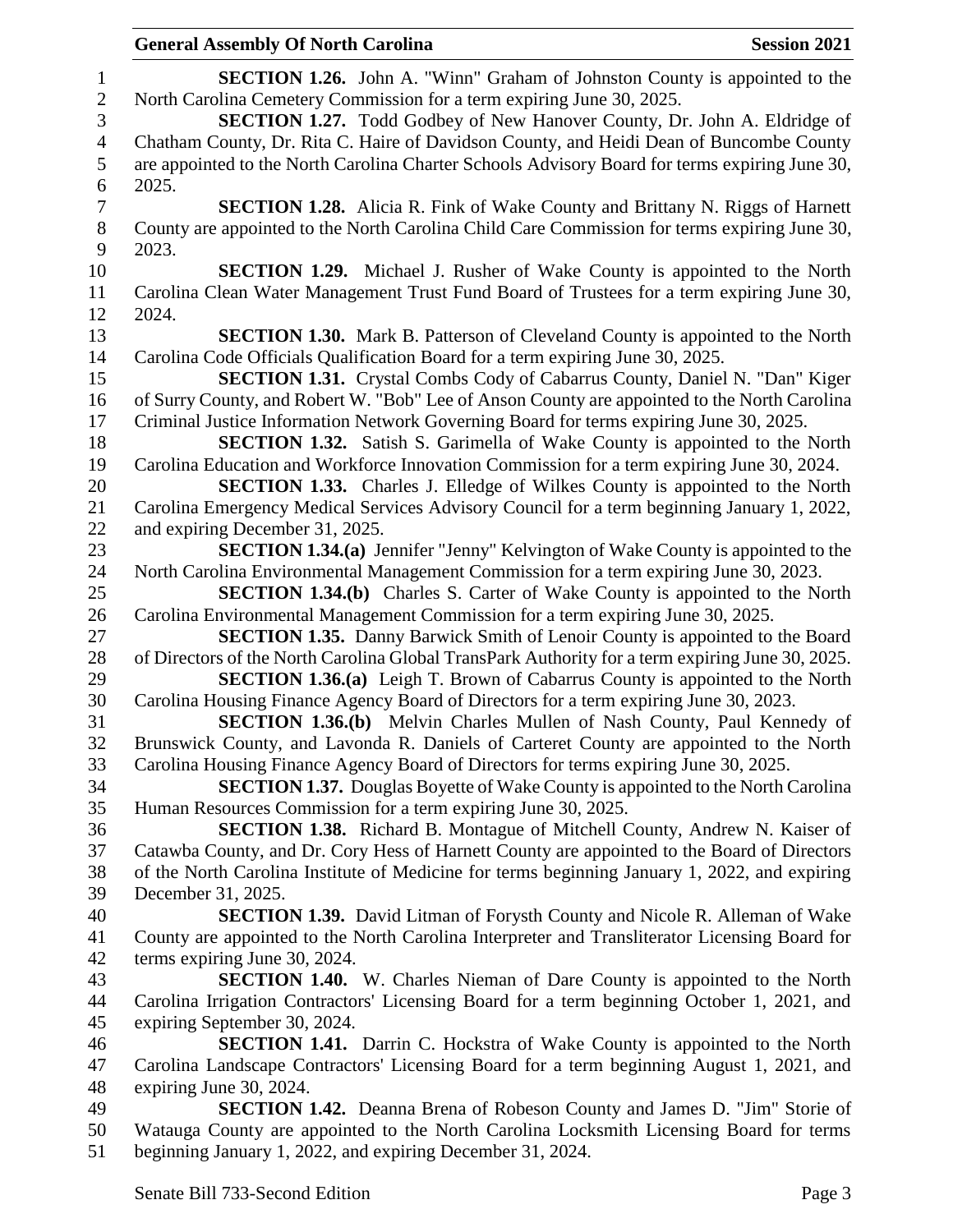**SECTION 1.26.** John A. "Winn" Graham of Johnston County is appointed to the North Carolina Cemetery Commission for a term expiring June 30, 2025.

**SECTION 1.27.** Todd Godbey of New Hanover County, Dr. John A. Eldridge of Chatham County, Dr. Rita C. Haire of Davidson County, and Heidi Dean of Buncombe County are appointed to the North Carolina Charter Schools Advisory Board for terms expiring June 30, 2025.

**SECTION 1.28.** Alicia R. Fink of Wake County and Brittany N. Riggs of Harnett County are appointed to the North Carolina Child Care Commission for terms expiring June 30, 2023.

**SECTION 1.29.** Michael J. Rusher of Wake County is appointed to the North Carolina Clean Water Management Trust Fund Board of Trustees for a term expiring June 30, 2024.

**SECTION 1.30.** Mark B. Patterson of Cleveland County is appointed to the North Carolina Code Officials Qualification Board for a term expiring June 30, 2025.

**SECTION 1.31.** Crystal Combs Cody of Cabarrus County, Daniel N. "Dan" Kiger of Surry County, and Robert W. "Bob" Lee of Anson County are appointed to the North Carolina Criminal Justice Information Network Governing Board for terms expiring June 30, 2025.

**SECTION 1.32.** Satish S. Garimella of Wake County is appointed to the North Carolina Education and Workforce Innovation Commission for a term expiring June 30, 2024.

**SECTION 1.33.** Charles J. Elledge of Wilkes County is appointed to the North Carolina Emergency Medical Services Advisory Council for a term beginning January 1, 2022, and expiring December 31, 2025.

**SECTION 1.34.(a)** Jennifer "Jenny" Kelvington of Wake County is appointed to the North Carolina Environmental Management Commission for a term expiring June 30, 2023.

**SECTION 1.34.(b)** Charles S. Carter of Wake County is appointed to the North Carolina Environmental Management Commission for a term expiring June 30, 2025.

**SECTION 1.35.** Danny Barwick Smith of Lenoir County is appointed to the Board of Directors of the North Carolina Global TransPark Authority for a term expiring June 30, 2025.

**SECTION 1.36.(a)** Leigh T. Brown of Cabarrus County is appointed to the North Carolina Housing Finance Agency Board of Directors for a term expiring June 30, 2023.

**SECTION 1.36.(b)** Melvin Charles Mullen of Nash County, Paul Kennedy of Brunswick County, and Lavonda R. Daniels of Carteret County are appointed to the North Carolina Housing Finance Agency Board of Directors for terms expiring June 30, 2025.

**SECTION 1.37.** Douglas Boyette of Wake County is appointed to the North Carolina Human Resources Commission for a term expiring June 30, 2025.

**SECTION 1.38.** Richard B. Montague of Mitchell County, Andrew N. Kaiser of Catawba County, and Dr. Cory Hess of Harnett County are appointed to the Board of Directors of the North Carolina Institute of Medicine for terms beginning January 1, 2022, and expiring December 31, 2025.

**SECTION 1.39.** David Litman of Forsyth County and Nicole R. Alleman of Wake County are appointed to the North Carolina Interpreter and Transliterator Licensing Board for terms expiring June 30, 2024.

**SECTION 1.40.** W. Charles Nieman of Dare County is appointed to the North Carolina Irrigation Contractors' Licensing Board for a term beginning October 1, 2021, and expiring September 30, 2024.

**SECTION 1.41.** Darrin C. Hockstra of Wake County is appointed to the North Carolina Landscape Contractors' Licensing Board for a term beginning August 1, 2021, and expiring June 30, 2024.

**SECTION 1.42.** Deanna Brena of Robeson County and James D. "Jim" Storie of Watauga County are appointed to the North Carolina Locksmith Licensing Board for terms beginning January 1, 2022, and expiring December 31, 2024.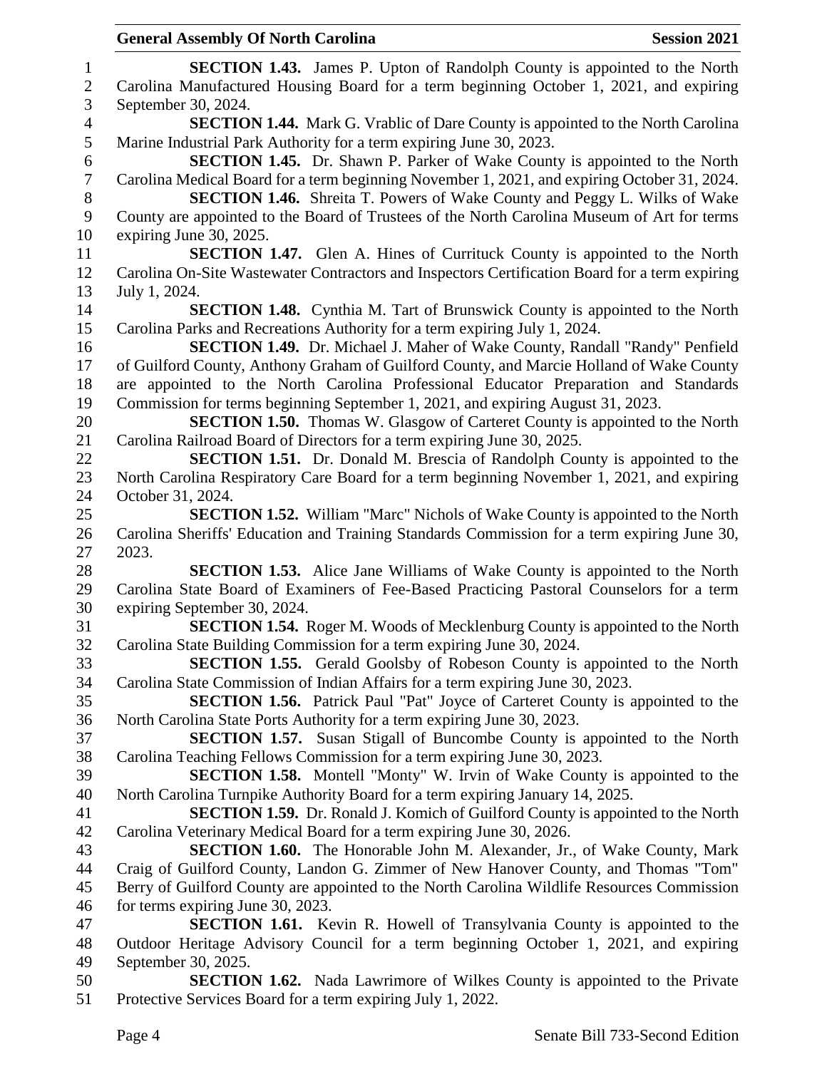**SECTION 1.43.** James P. Upton of Randolph County is appointed to the North Carolina Manufactured Housing Board for a term beginning October 1, 2021, and expiring September 30, 2024.

**SECTION 1.44.** Mark G. Vrablic of Dare County is appointed to the North Carolina Marine Industrial Park Authority for a term expiring June 30, 2023.

**SECTION 1.45.** Dr. Shawn P. Parker of Wake County is appointed to the North Carolina Medical Board for a term beginning November 1, 2021, and expiring October 31, 2024.

**SECTION 1.46.** Shreita T. Powers of Wake County and Peggy L. Wilks of Wake County are appointed to the Board of Trustees of the North Carolina Museum of Art for terms expiring June 30, 2025.

**SECTION 1.47.** Glen A. Hines of Currituck County is appointed to the North Carolina On-Site Wastewater Contractors and Inspectors Certification Board for a term expiring July 1, 2024.

**SECTION 1.48.** Cynthia M. Tart of Brunswick County is appointed to the North Carolina Parks and Recreations Authority for a term expiring July 1, 2024.

**SECTION 1.49.** Dr. Michael J. Maher of Wake County, Randall "Randy" Penfield of Guilford County, Anthony Graham of Guilford County, and Marcie Holland of Wake County are appointed to the North Carolina Professional Educator Preparation and Standards Commission for terms beginning September 1, 2021, and expiring August 31, 2023.

**SECTION 1.50.** Thomas W. Glasgow of Carteret County is appointed to the North Carolina Railroad Board of Directors for a term expiring June 30, 2025.

**SECTION 1.51.** Dr. Donald M. Brescia of Randolph County is appointed to the North Carolina Respiratory Care Board for a term beginning November 1, 2021, and expiring October 31, 2024.

**SECTION 1.52.** William "Marc" Nichols of Wake County is appointed to the North Carolina Sheriffs' Education and Training Standards Commission for a term expiring June 30, 2023.

**SECTION 1.53.** Alice Jane Williams of Wake County is appointed to the North Carolina State Board of Examiners of Fee-Based Practicing Pastoral Counselors for a term expiring September 30, 2024.

**SECTION 1.54.** Roger M. Woods of Mecklenburg County is appointed to the North Carolina State Building Commission for a term expiring June 30, 2024.

**SECTION 1.55.** Gerald Goolsby of Robeson County is appointed to the North Carolina State Commission of Indian Affairs for a term expiring June 30, 2023.

**SECTION 1.56.** Patrick Paul "Pat" Joyce of Carteret County is appointed to the North Carolina State Ports Authority for a term expiring June 30, 2023.

**SECTION 1.57.** Susan Stigall of Buncombe County is appointed to the North Carolina Teaching Fellows Commission for a term expiring June 30, 2023.

**SECTION 1.58.** Montell "Monty" W. Irvin of Wake County is appointed to the North Carolina Turnpike Authority Board for a term expiring January 14, 2025.

**SECTION 1.59.** Dr. Ronald J. Komich of Guilford County is appointed to the North Carolina Veterinary Medical Board for a term expiring June 30, 2026.

**SECTION 1.60.** The Honorable John M. Alexander, Jr., of Wake County, Mark Craig of Guilford County, Landon G. Zimmer of New Hanover County, and Thomas "Tom" Berry of Guilford County are appointed to the North Carolina Wildlife Resources Commission for terms expiring June 30, 2023.

**SECTION 1.61.** Kevin R. Howell of Transylvania County is appointed to the Outdoor Heritage Advisory Council for a term beginning October 1, 2021, and expiring September 30, 2025.

**SECTION 1.62.** Nada Lawrimore of Wilkes County is appointed to the Private Protective Services Board for a term expiring July 1, 2022.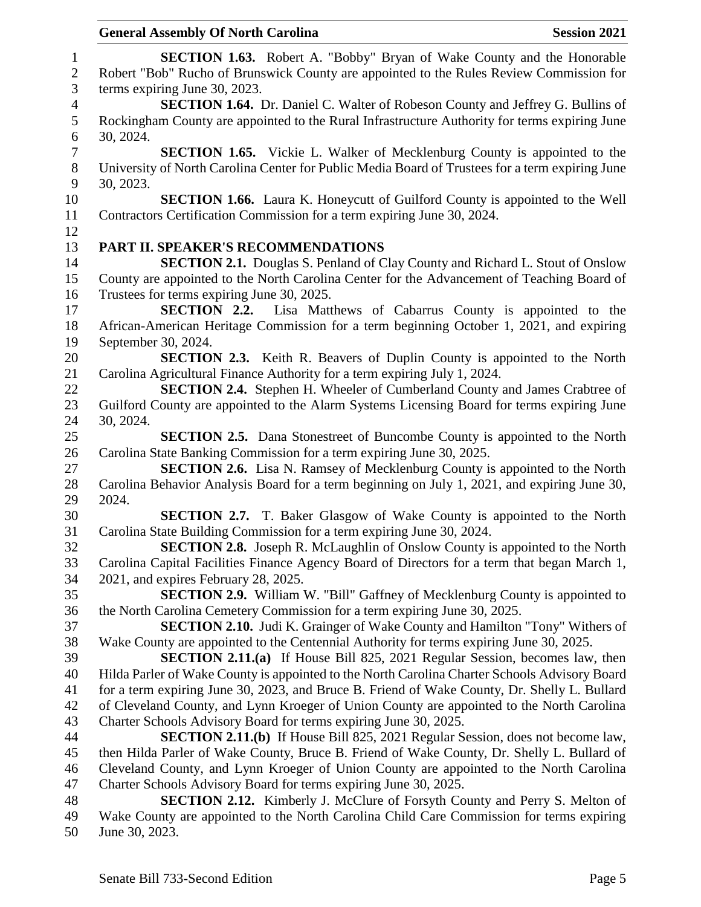**SECTION 1.63.** Robert A. "Bobby" Bryan of Wake County and the Honorable Robert "Bob" Rucho of Brunswick County are appointed to the Rules Review Commission for terms expiring June 30, 2023.

**SECTION 1.64.** Dr. Daniel C. Walter of Robeson County and Jeffrey G. Bullins of Rockingham County are appointed to the Rural Infrastructure Authority for terms expiring June 30, 2024.

**SECTION 1.65.** Vickie L. Walker of Mecklenburg County is appointed to the University of North Carolina Center for Public Media Board of Trustees for a term expiring June 30, 2023.

**SECTION 1.66.** Laura K. Honeycutt of Guilford County is appointed to the Well Contractors Certification Commission for a term expiring June 30, 2024.

## PART II. SPEAKER'S RECOMMENDATIONS

**SECTION 2.1.** Douglas S. Penland of Clay County and Richard L. Stout of Onslow County are appointed to the North Carolina Center for the Advancement of Teaching Board of Trustees for terms expiring June 30, 2025.

**SECTION 2.2.** Lisa Matthews of Cabarrus County is appointed to the African-American Heritage Commission for a term beginning October 1, 2021, and expiring September 30, 2024.

**SECTION 2.3.** Keith R. Beavers of Duplin County is appointed to the North Carolina Agricultural Finance Authority for a term expiring July 1, 2024.

**SECTION 2.4.** Stephen H. Wheeler of Cumberland County and James Crabtree of Guilford County are appointed to the Alarm Systems Licensing Board for terms expiring June 30, 2024.

**SECTION 2.5.** Dana Stonestreet of Buncombe County is appointed to the North Carolina State Banking Commission for a term expiring June 30, 2025.

**SECTION 2.6.** Lisa N. Ramsey of Mecklenburg County is appointed to the North Carolina Behavior Analysis Board for a term beginning on July 1, 2021, and expiring June 30, 2024.

**SECTION 2.7.** T. Baker Glasgow of Wake County is appointed to the North Carolina State Building Commission for a term expiring June 30, 2024.

**SECTION 2.8.** Joseph R. McLaughlin of Onslow County is appointed to the North Carolina Capital Facilities Finance Agency Board of Directors for a term that began March 1, 2021, and expires February 28, 2025.

**SECTION 2.9.** William W. "Bill" Gaffney of Mecklenburg County is appointed to the North Carolina Cemetery Commission for a term expiring June 30, 2025.

**SECTION 2.10.** Judi K. Grainger of Wake County and Hamilton "Tony" Withers of Wake County are appointed to the Centennial Authority for terms expiring June 30, 2025.

**SECTION 2.11.(a)** If House Bill 825, 2021 Regular Session, becomes law, then Hilda Parler of Wake County is appointed to the North Carolina Charter Schools Advisory Board for a term expiring June 30, 2023, and Bruce B. Friend of Wake County, Dr. Shelly L. Bullard of Cleveland County, and Lynn Kroeger of Union County are appointed to the North Carolina Charter Schools Advisory Board for terms expiring June 30, 2025.

**SECTION 2.11.(b)** If House Bill 825, 2021 Regular Session, does not become law, then Hilda Parler of Wake County, Bruce B. Friend of Wake County, Dr. Shelly L. Bullard of Cleveland County, and Lynn Kroeger of Union County are appointed to the North Carolina Charter Schools Advisory Board for terms expiring June 30, 2025.

**SECTION 2.12.** Kimberly J. McClure of Forsyth County and Perry S. Melton of Wake County are appointed to the North Carolina Child Care Commission for terms expiring June 30, 2023.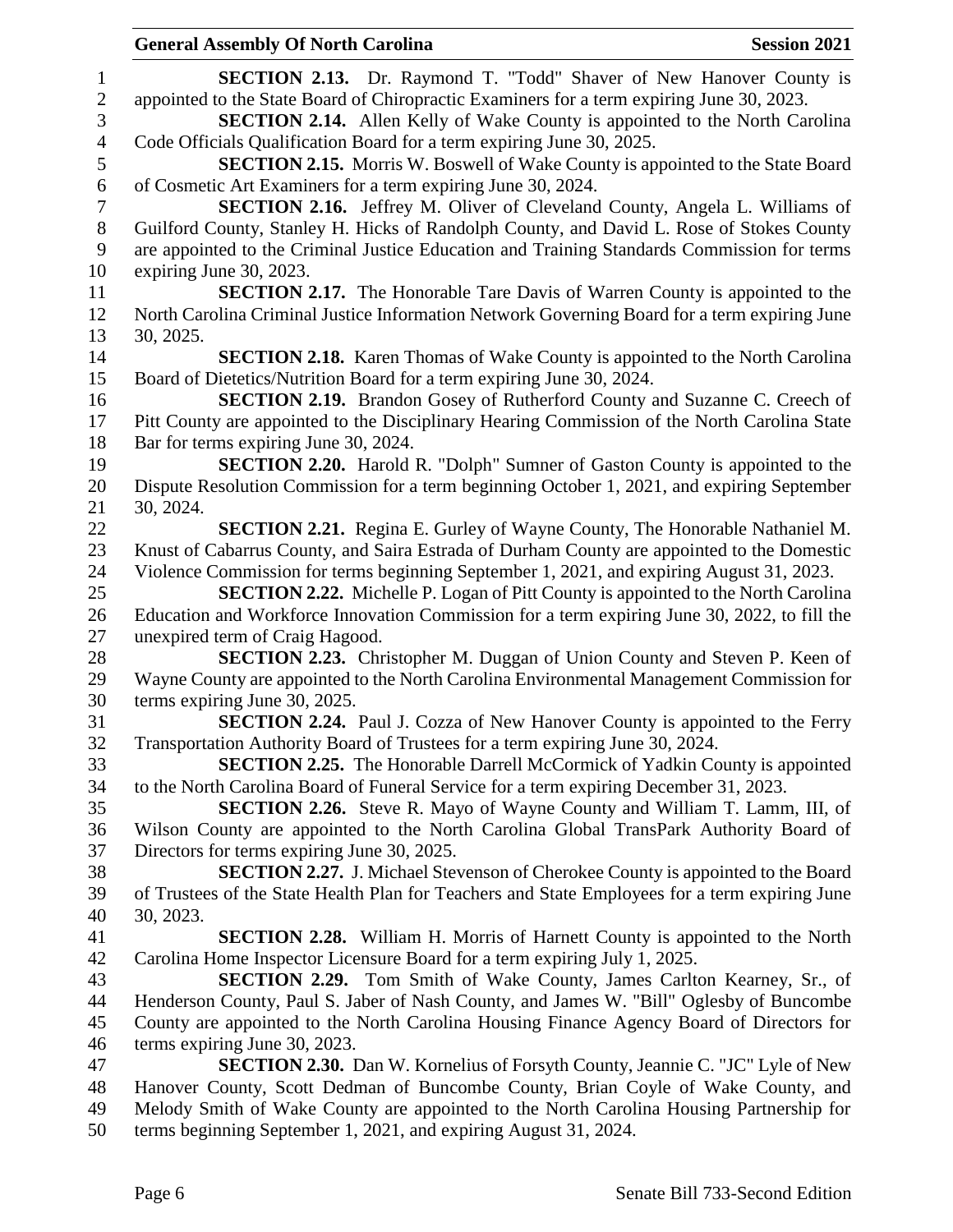**SECTION 2.13.** Dr. Raymond T. "Todd" Shaver of New Hanover County is appointed to the State Board of Chiropractic Examiners for a term expiring June 30, 2023.

**SECTION 2.14.** Allen Kelly of Wake County is appointed to the North Carolina Code Officials Qualification Board for a term expiring June 30, 2025.

**SECTION 2.15.** Morris W. Boswell of Wake County is appointed to the State Board of Cosmetic Art Examiners for a term expiring June 30, 2024.

**SECTION 2.16.** Jeffrey M. Oliver of Cleveland County, Angela L. Williams of Guilford County, Stanley H. Hicks of Randolph County, and David L. Rose of Stokes County are appointed to the Criminal Justice Education and Training Standards Commission for terms expiring June 30, 2023.

**SECTION 2.17.** The Honorable Tare Davis of Warren County is appointed to the North Carolina Criminal Justice Information Network Governing Board for a term expiring June 30, 2025.

**SECTION 2.18.** Karen Thomas of Wake County is appointed to the North Carolina Board of Dietetics/Nutrition Board for a term expiring June 30, 2024.

**SECTION 2.19.** Brandon Gosey of Rutherford County and Suzanne C. Creech of Pitt County are appointed to the Disciplinary Hearing Commission of the North Carolina State Bar for terms expiring June 30, 2024.

**SECTION 2.20.** Harold R. "Dolph" Sumner of Gaston County is appointed to the Dispute Resolution Commission for a term beginning October 1, 2021, and expiring September 30, 2024.

**SECTION 2.21.** Regina E. Gurley of Wayne County, The Honorable Nathaniel M. Knust of Cabarrus County, and Saira Estrada of Durham County are appointed to the Domestic Violence Commission for terms beginning September 1, 2021, and expiring August 31, 2023.

**SECTION 2.22.** Michelle P. Logan of Pitt County is appointed to the North Carolina Education and Workforce Innovation Commission for a term expiring June 30, 2022, to fill the unexpired term of Craig Hagood.

**SECTION 2.23.** Christopher M. Duggan of Union County and Steven P. Keen of Wayne County are appointed to the North Carolina Environmental Management Commission for terms expiring June 30, 2025.

**SECTION 2.24.** Paul J. Cozza of New Hanover County is appointed to the Ferry Transportation Authority Board of Trustees for a term expiring June 30, 2024.

**SECTION 2.25.** The Honorable Darrell McCormick of Yadkin County is appointed to the North Carolina Board of Funeral Service for a term expiring December 31, 2023.

**SECTION 2.26.** Steve R. Mayo of Wayne County and William T. Lamm, III, of Wilson County are appointed to the North Carolina Global TransPark Authority Board of Directors for terms expiring June 30, 2025.

**SECTION 2.27.** J. Michael Stevenson of Cherokee County is appointed to the Board of Trustees of the State Health Plan for Teachers and State Employees for a term expiring June 30, 2023.

**SECTION 2.28.** William H. Morris of Harnett County is appointed to the North Carolina Home Inspector Licensure Board for a term expiring July 1, 2025.

**SECTION 2.29.** Tom Smith of Wake County, James Carlton Kearney, Sr., of Henderson County, Paul S. Jaber of Nash County, and James W. "Bill" Oglesby of Buncombe County are appointed to the North Carolina Housing Finance Agency Board of Directors for terms expiring June 30, 2023.

**SECTION 2.30.** Dan W. Kornelius of Forsyth County, Jeannie C. "JC" Lyle of New Hanover County, Scott Dedman of Buncombe County, Brian Coyle of Wake County, and Melody Smith of Wake County are appointed to the North Carolina Housing Partnership for terms beginning September 1, 2021, and expiring August 31, 2024.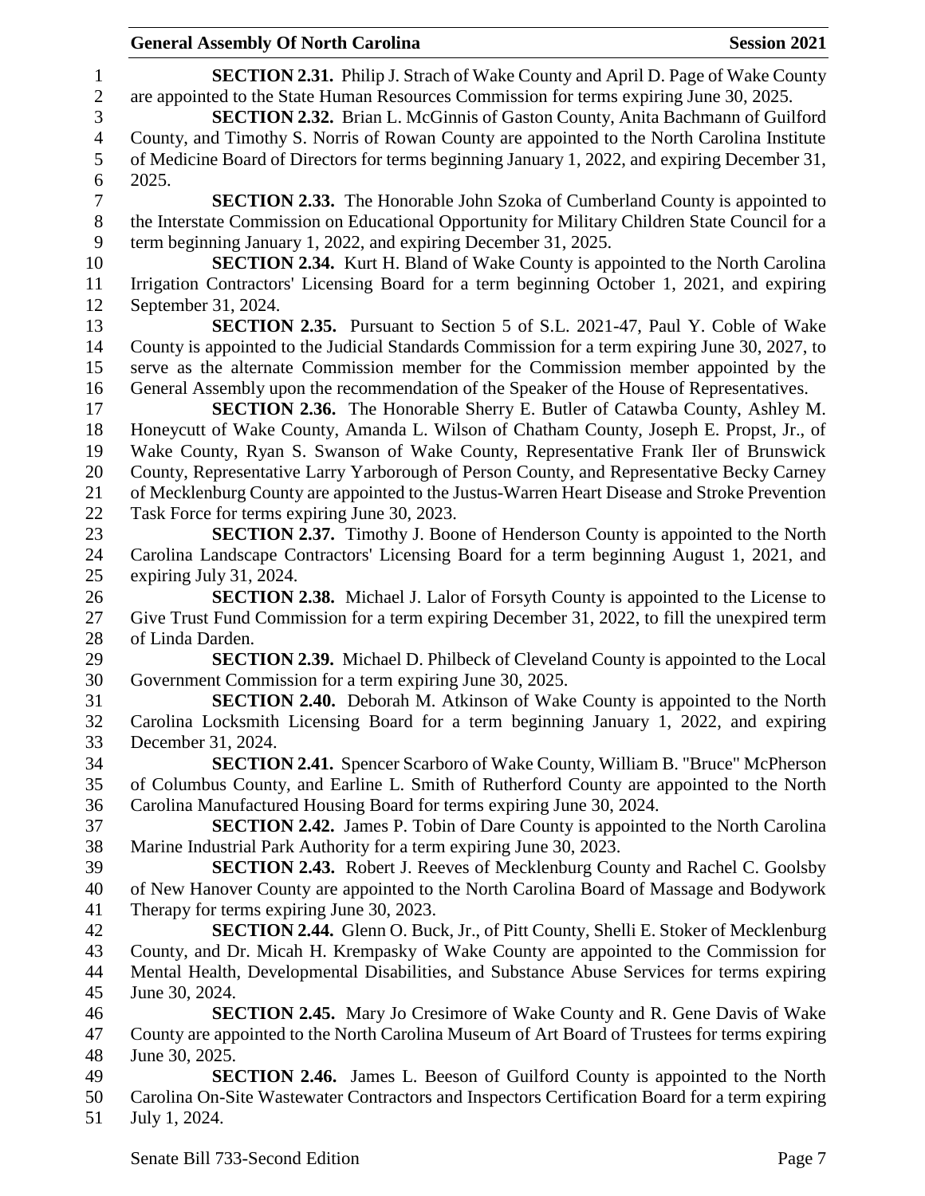**SECTION 2.31.** Philip J. Strach of Wake County and April D. Page of Wake County are appointed to the State Human Resources Commission for terms expiring June 30, 2025.

**SECTION 2.32.** Brian L. McGinnis of Gaston County, Anita Bachmann of Guilford County, and Timothy S. Norris of Rowan County are appointed to the North Carolina Institute of Medicine Board of Directors for terms beginning January 1, 2022, and expiring December 31, 2025.

**SECTION 2.33.** The Honorable John Szoka of Cumberland County is appointed to the Interstate Commission on Educational Opportunity for Military Children State Council for a term beginning January 1, 2022, and expiring December 31, 2025.

**SECTION 2.34.** Kurt H. Bland of Wake County is appointed to the North Carolina Irrigation Contractors' Licensing Board for a term beginning October 1, 2021, and expiring September 31, 2024.

**SECTION 2.35.** Pursuant to Section 5 of S.L. 2021-47, Paul Y. Coble of Wake County is appointed to the Judicial Standards Commission for a term expiring June 30, 2027, to serve as the alternate Commission member for the Commission member appointed by the General Assembly upon the recommendation of the Speaker of the House of Representatives.

**SECTION 2.36.** The Honorable Sherry E. Butler of Catawba County, Ashley M. Honeycutt of Wake County, Amanda L. Wilson of Chatham County, Joseph E. Propst, Jr., of Wake County, Ryan S. Swanson of Wake County, Representative Frank Iler of Brunswick County, Representative Larry Yarborough of Person County, and Representative Becky Carney of Mecklenburg County are appointed to the Justus-Warren Heart Disease and Stroke Prevention Task Force for terms expiring June 30, 2023.

**SECTION 2.37.** Timothy J. Boone of Henderson County is appointed to the North Carolina Landscape Contractors' Licensing Board for a term beginning August 1, 2021, and expiring July 31, 2024.

**SECTION 2.38.** Michael J. Lalor of Forsyth County is appointed to the License to Give Trust Fund Commission for a term expiring December 31, 2022, to fill the unexpired term of Linda Darden.

**SECTION 2.39.** Michael D. Philbeck of Cleveland County is appointed to the Local Government Commission for a term expiring June 30, 2025.

**SECTION 2.40.** Deborah M. Atkinson of Wake County is appointed to the North Carolina Locksmith Licensing Board for a term beginning January 1, 2022, and expiring December 31, 2024.

**SECTION 2.41.** Spencer Scarboro of Wake County, William B. "Bruce" McPherson of Columbus County, and Earline L. Smith of Rutherford County are appointed to the North Carolina Manufactured Housing Board for terms expiring June 30, 2024.

**SECTION 2.42.** James P. Tobin of Dare County is appointed to the North Carolina Marine Industrial Park Authority for a term expiring June 30, 2023.

**SECTION 2.43.** Robert J. Reeves of Mecklenburg County and Rachel C. Goolsby of New Hanover County are appointed to the North Carolina Board of Massage and Bodywork Therapy for terms expiring June 30, 2023.

**SECTION 2.44.** Glenn O. Buck, Jr., of Pitt County, Shelli E. Stoker of Mecklenburg County, and Dr. Micah H. Krempasky of Wake County are appointed to the Commission for Mental Health, Developmental Disabilities, and Substance Abuse Services for terms expiring June 30, 2024.

**SECTION 2.45.** Mary Jo Cresimore of Wake County and R. Gene Davis of Wake County are appointed to the North Carolina Museum of Art Board of Trustees for terms expiring June 30, 2025.

**SECTION 2.46.** James L. Beeson of Guilford County is appointed to the North Carolina On-Site Wastewater Contractors and Inspectors Certification Board for a term expiring July 1, 2024.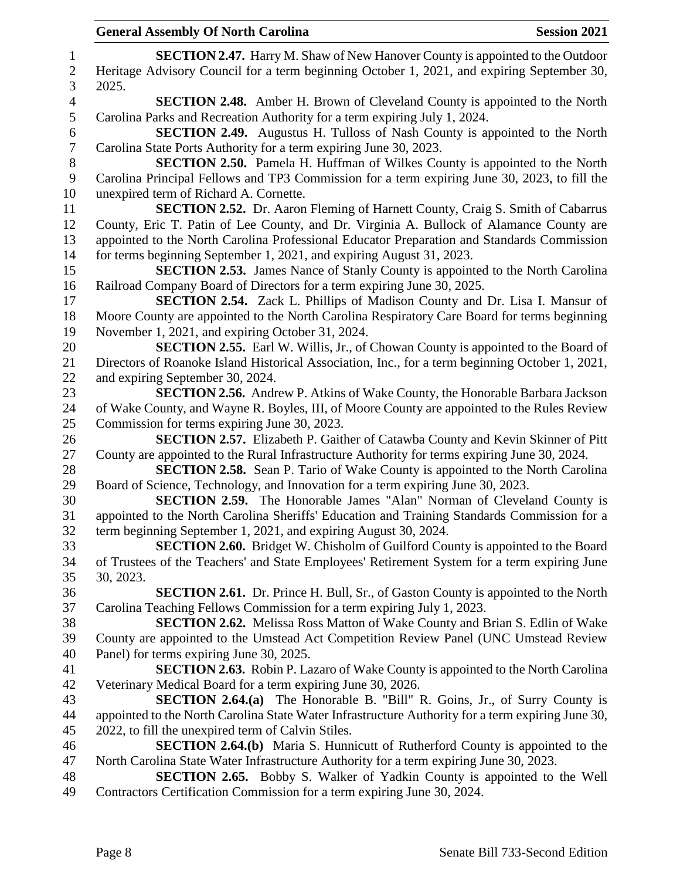**SECTION 2.47.** Harry M. Shaw of New Hanover County is appointed to the Outdoor Heritage Advisory Council for a term beginning October 1, 2021, and expiring September 30, 2025.

**SECTION 2.48.** Amber H. Brown of Cleveland County is appointed to the North Carolina Parks and Recreation Authority for a term expiring July 1, 2024.

**SECTION 2.49.** Augustus H. Tulloss of Nash County is appointed to the North Carolina State Ports Authority for a term expiring June 30, 2023.

**SECTION 2.50.** Pamela H. Huffman of Wilkes County is appointed to the North Carolina Principal Fellows and TP3 Commission for a term expiring June 30, 2023, to fill the unexpired term of Richard A. Cornette.

**SECTION 2.52.** Dr. Aaron Fleming of Harnett County, Craig S. Smith of Cabarrus County, Eric T. Patin of Lee County, and Dr. Virginia A. Bullock of Alamance County are appointed to the North Carolina Professional Educator Preparation and Standards Commission for terms beginning September 1, 2021, and expiring August 31, 2023.

**SECTION 2.53.** James Nance of Stanly County is appointed to the North Carolina Railroad Company Board of Directors for a term expiring June 30, 2025.

**SECTION 2.54.** Zack L. Phillips of Madison County and Dr. Lisa I. Mansur of Moore County are appointed to the North Carolina Respiratory Care Board for terms beginning November 1, 2021, and expiring October 31, 2024.

**SECTION 2.55.** Earl W. Willis, Jr., of Chowan County is appointed to the Board of Directors of Roanoke Island Historical Association, Inc., for a term beginning October 1, 2021, and expiring September 30, 2024.

**SECTION 2.56.** Andrew P. Atkins of Wake County, the Honorable Barbara Jackson of Wake County, and Wayne R. Boyles, III, of Moore County are appointed to the Rules Review Commission for terms expiring June 30, 2023.

**SECTION 2.57.** Elizabeth P. Gaither of Catawba County and Kevin Skinner of Pitt County are appointed to the Rural Infrastructure Authority for terms expiring June 30, 2024.

**SECTION 2.58.** Sean P. Tario of Wake County is appointed to the North Carolina Board of Science, Technology, and Innovation for a term expiring June 30, 2023.

**SECTION 2.59.** The Honorable James "Alan" Norman of Cleveland County is appointed to the North Carolina Sheriffs' Education and Training Standards Commission for a term beginning September 1, 2021, and expiring August 30, 2024.

**SECTION 2.60.** Bridget W. Chisholm of Guilford County is appointed to the Board of Trustees of the Teachers' and State Employees' Retirement System for a term expiring June 30, 2023.

**SECTION 2.61.** Dr. Prince H. Bull, Sr., of Gaston County is appointed to the North Carolina Teaching Fellows Commission for a term expiring July 1, 2023.

**SECTION 2.62.** Melissa Ross Matton of Wake County and Brian S. Edlin of Wake County are appointed to the Umstead Act Competition Review Panel (UNC Umstead Review Panel) for terms expiring June 30, 2025.

**SECTION 2.63.** Robin P. Lazaro of Wake County is appointed to the North Carolina Veterinary Medical Board for a term expiring June 30, 2026.

**SECTION 2.64.(a)** The Honorable B. "Bill" R. Goins, Jr., of Surry County is appointed to the North Carolina State Water Infrastructure Authority for a term expiring June 30, 2022, to fill the unexpired term of Calvin Stiles.

**SECTION 2.64.(b)** Maria S. Hunnicutt of Rutherford County is appointed to the North Carolina State Water Infrastructure Authority for a term expiring June 30, 2023.

**SECTION 2.65.** Bobby S. Walker of Yadkin County is appointed to the Well Contractors Certification Commission for a term expiring June 30, 2024.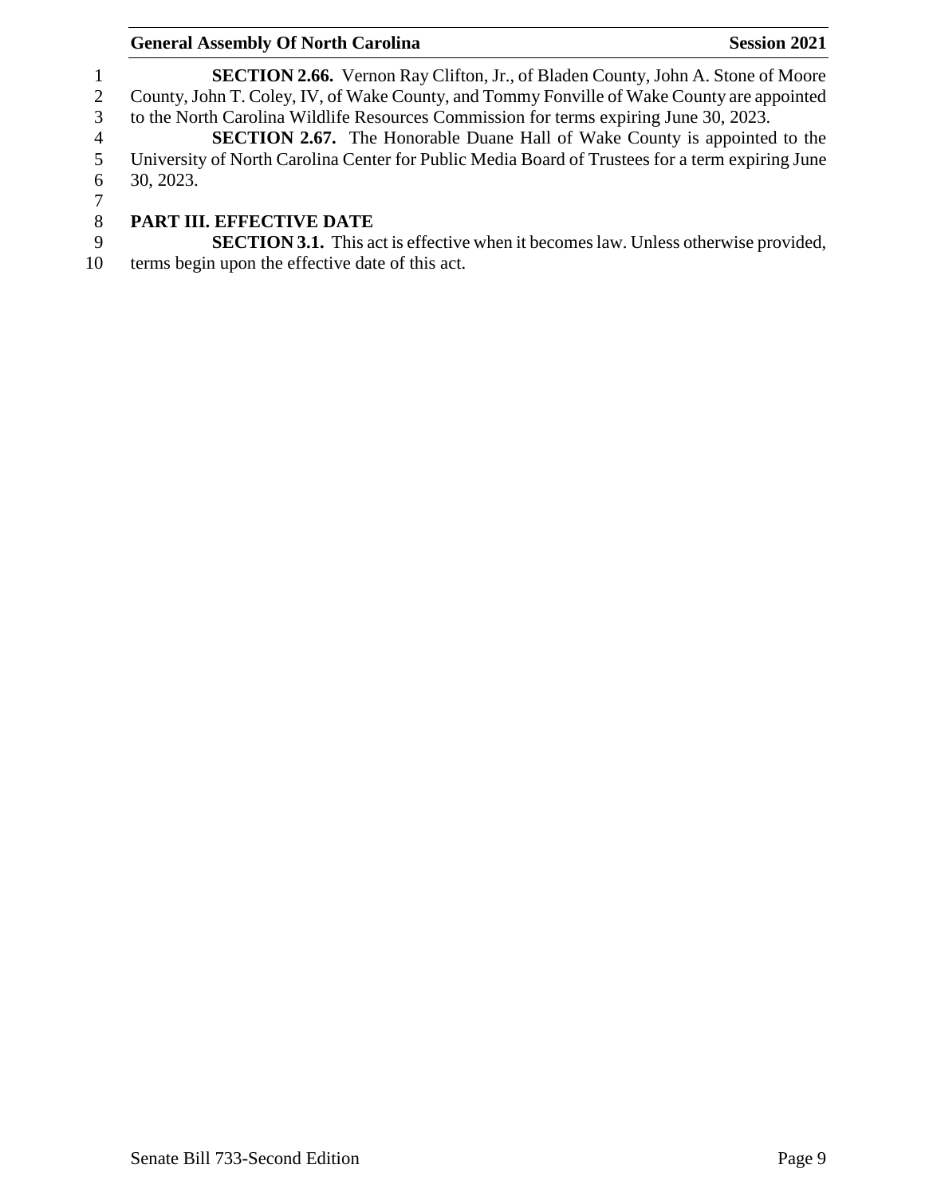**SECTION 2.66.** Vernon Ray Clifton, Jr., of Bladen County, John A. Stone of Moore County, John T. Coley, IV, of Wake County, and Tommy Fonville of Wake County are appointed to the North Carolina Wildlife Resources Commission for terms expiring June 30, 2023.

**SECTION 2.67.** The Honorable Duane Hall of Wake County is appointed to the University of North Carolina Center for Public Media Board of Trustees for a term expiring June 30, 2023.

## PART III. EFFECTIVE DATE

**SECTION 3.1.** This act is effective when it becomes law. Unless otherwise provided, terms begin upon the effective date of this act.